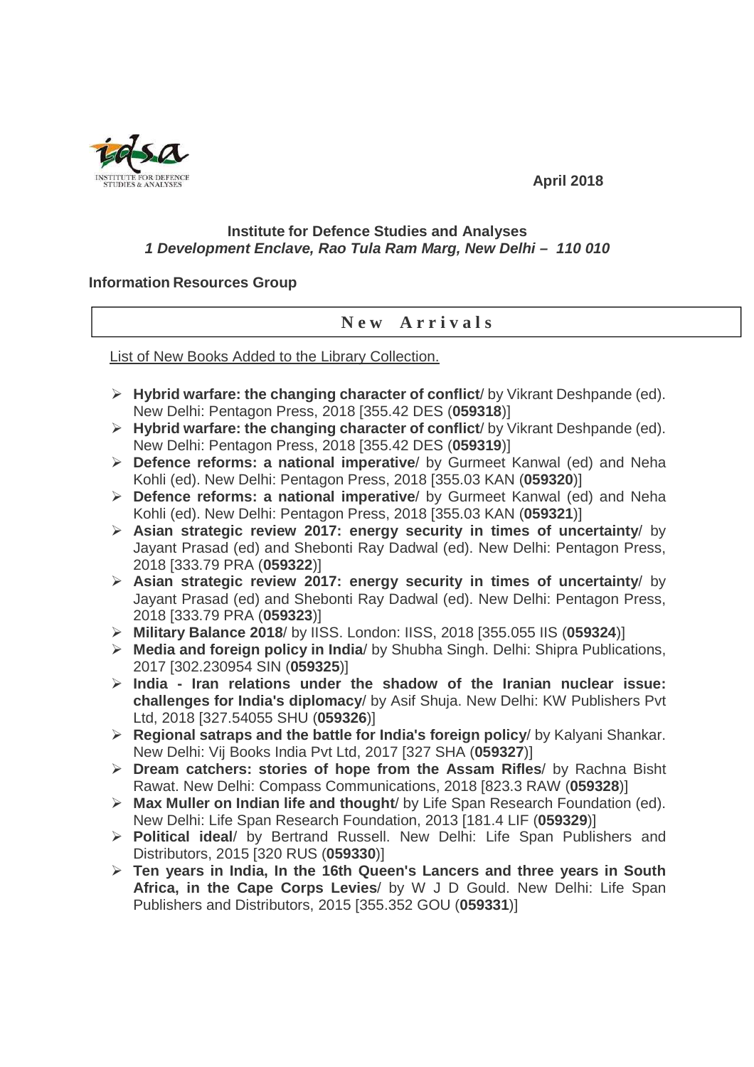April 2018

**Institute for Defence Studies and Analyses**
***1 Development Enclave, Rao Tula Ram Marg, New Delhi – 110 010***

**Information Resources Group**

## **New Arrivals**

List of New Books Added to the Library Collection.

- **Hybrid warfare: the changing character of conflict**/ by Vikrant Deshpande (ed). New Delhi: Pentagon Press, 2018 [355.42 DES (**059318**)]
- **Hybrid warfare: the changing character of conflict**/ by Vikrant Deshpande (ed). New Delhi: Pentagon Press, 2018 [355.42 DES (**059319**)]
- **Defence reforms: a national imperative**/ by Gurmeet Kanwal (ed) and Neha Kohli (ed). New Delhi: Pentagon Press, 2018 [355.03 KAN (**059320**)]
- **Defence reforms: a national imperative**/ by Gurmeet Kanwal (ed) and Neha Kohli (ed). New Delhi: Pentagon Press, 2018 [355.03 KAN (**059321**)]
- **Asian strategic review 2017: energy security in times of uncertainty**/ by Jayant Prasad (ed) and Shebonti Ray Dadwal (ed). New Delhi: Pentagon Press, 2018 [333.79 PRA (**059322**)]
- **Asian strategic review 2017: energy security in times of uncertainty**/ by Jayant Prasad (ed) and Shebonti Ray Dadwal (ed). New Delhi: Pentagon Press, 2018 [333.79 PRA (**059323**)]
- **Military Balance 2018**/ by IISS. London: IISS, 2018 [355.055 IIS (**059324**)]
- **Media and foreign policy in India**/ by Shubha Singh. Delhi: Shipra Publications, 2017 [302.230954 SIN (**059325**)]
- **India - Iran relations under the shadow of the Iranian nuclear issue: challenges for India's diplomacy**/ by Asif Shuja. New Delhi: KW Publishers Pvt Ltd, 2018 [327.54055 SHU (**059326**)]
- **Regional satraps and the battle for India's foreign policy**/ by Kalyani Shankar. New Delhi: Vij Books India Pvt Ltd, 2017 [327 SHA (**059327**)]
- **Dream catchers: stories of hope from the Assam Rifles**/ by Rachna Bisht Rawat. New Delhi: Compass Communications, 2018 [823.3 RAW (**059328**)]
- **Max Muller on Indian life and thought**/ by Life Span Research Foundation (ed). New Delhi: Life Span Research Foundation, 2013 [181.4 LIF (**059329**)]
- **Political ideal**/ by Bertrand Russell. New Delhi: Life Span Publishers and Distributors, 2015 [320 RUS (**059330**)]
- **Ten years in India, In the 16th Queen's Lancers and three years in South Africa, in the Cape Corps Levies**/ by W J D Gould. New Delhi: Life Span Publishers and Distributors, 2015 [355.352 GOU (**059331**)]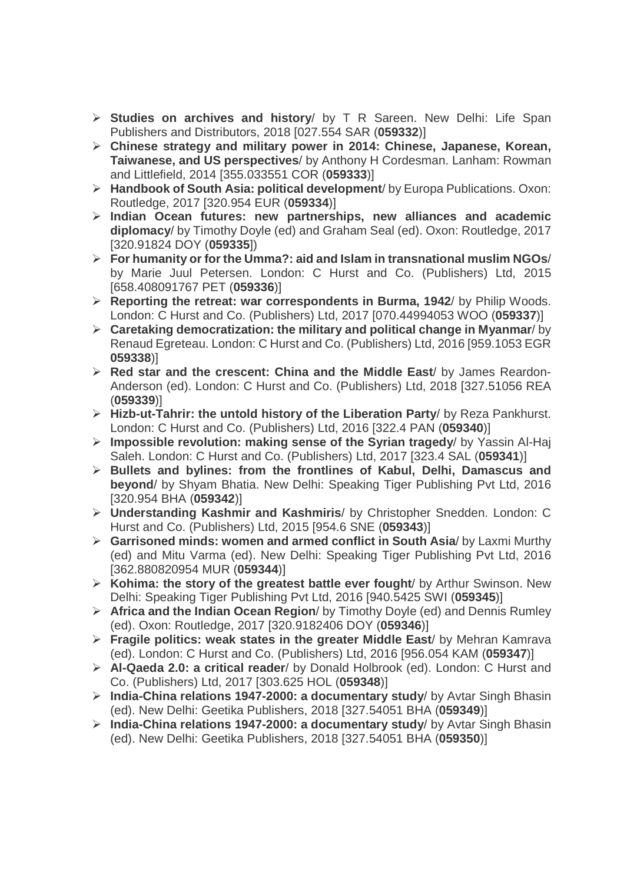- **Studies on archives and history**/ by T R Sareen. New Delhi: Life Span Publishers and Distributors, 2018 [027.554 SAR (**059332**)]
- **Chinese strategy and military power in 2014: Chinese, Japanese, Korean, Taiwanese, and US perspectives**/ by Anthony H Cordesman. Lanham: Rowman and Littlefield, 2014 [355.033551 COR (**059333**)]
- **Handbook of South Asia: political development**/ by Europa Publications. Oxon: Routledge, 2017 [320.954 EUR (**059334**)]
- **Indian Ocean futures: new partnerships, new alliances and academic diplomacy**/ by Timothy Doyle (ed) and Graham Seal (ed). Oxon: Routledge, 2017 [320.91824 DOY (**059335**])
- **For humanity or for the Umma?: aid and Islam in transnational muslim NGOs**/ by Marie Juul Petersen. London: C Hurst and Co. (Publishers) Ltd, 2015 [658.408091767 PET (**059336**)]
- **Reporting the retreat: war correspondents in Burma, 1942**/ by Philip Woods. London: C Hurst and Co. (Publishers) Ltd, 2017 [070.44994053 WOO (**059337**)]
- **Caretaking democratization: the military and political change in Myanmar**/ by Renaud Egreteau. London: C Hurst and Co. (Publishers) Ltd, 2016 [959.1053 EGR **059338**)]
- **Red star and the crescent: China and the Middle East**/ by James Reardon-Anderson (ed). London: C Hurst and Co. (Publishers) Ltd, 2018 [327.51056 REA (**059339**)]
- **Hizb-ut-Tahrir: the untold history of the Liberation Party**/ by Reza Pankhurst. London: C Hurst and Co. (Publishers) Ltd, 2016 [322.4 PAN (**059340**)]
- **Impossible revolution: making sense of the Syrian tragedy**/ by Yassin Al-Haj Saleh. London: C Hurst and Co. (Publishers) Ltd, 2017 [323.4 SAL (**059341**)]
- **Bullets and bylines: from the frontlines of Kabul, Delhi, Damascus and beyond**/ by Shyam Bhatia. New Delhi: Speaking Tiger Publishing Pvt Ltd, 2016 [320.954 BHA (**059342**)]
- **Understanding Kashmir and Kashmiris**/ by Christopher Snedden. London: C Hurst and Co. (Publishers) Ltd, 2015 [954.6 SNE (**059343**)]
- **Garrisoned minds: women and armed conflict in South Asia**/ by Laxmi Murthy (ed) and Mitu Varma (ed). New Delhi: Speaking Tiger Publishing Pvt Ltd, 2016 [362.880820954 MUR (**059344**)]
- **Kohima: the story of the greatest battle ever fought**/ by Arthur Swinson. New Delhi: Speaking Tiger Publishing Pvt Ltd, 2016 [940.5425 SWI (**059345**)]
- **Africa and the Indian Ocean Region**/ by Timothy Doyle (ed) and Dennis Rumley (ed). Oxon: Routledge, 2017 [320.9182406 DOY (**059346**)]
- **Fragile politics: weak states in the greater Middle East**/ by Mehran Kamrava (ed). London: C Hurst and Co. (Publishers) Ltd, 2016 [956.054 KAM (**059347**)]
- **Al-Qaeda 2.0: a critical reader**/ by Donald Holbrook (ed). London: C Hurst and Co. (Publishers) Ltd, 2017 [303.625 HOL (**059348**)]
- **India-China relations 1947-2000: a documentary study**/ by Avtar Singh Bhasin (ed). New Delhi: Geetika Publishers, 2018 [327.54051 BHA (**059349**)]
- **India-China relations 1947-2000: a documentary study**/ by Avtar Singh Bhasin (ed). New Delhi: Geetika Publishers, 2018 [327.54051 BHA (**059350**)]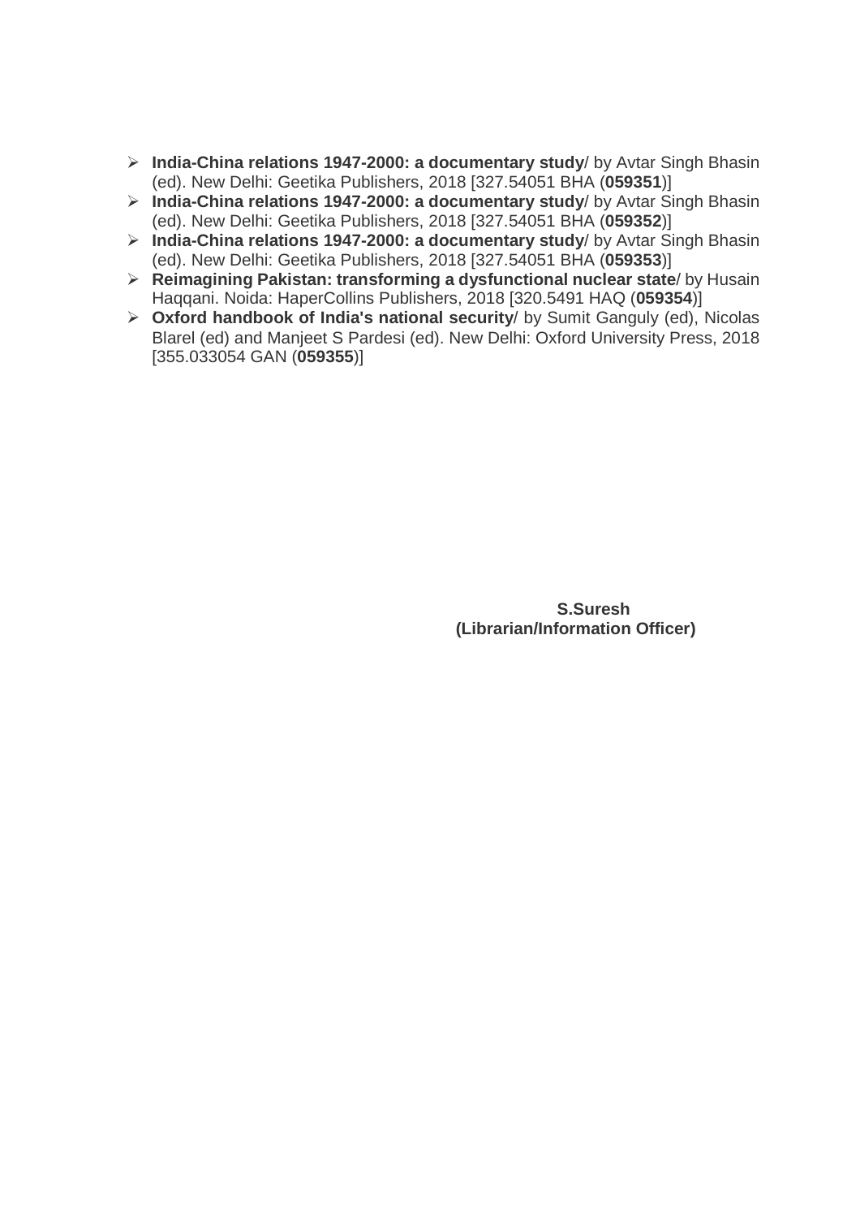- **India-China relations 1947-2000: a documentary study**/ by Avtar Singh Bhasin (ed). New Delhi: Geetika Publishers, 2018 [327.54051 BHA (**059351**)]
- **India-China relations 1947-2000: a documentary study**/ by Avtar Singh Bhasin (ed). New Delhi: Geetika Publishers, 2018 [327.54051 BHA (**059352**)]
- **India-China relations 1947-2000: a documentary study**/ by Avtar Singh Bhasin (ed). New Delhi: Geetika Publishers, 2018 [327.54051 BHA (**059353**)]
- **Reimagining Pakistan: transforming a dysfunctional nuclear state**/ by Husain Haqqani. Noida: HaperCollins Publishers, 2018 [320.5491 HAQ (**059354**)]
- **Oxford handbook of India's national security**/ by Sumit Ganguly (ed), Nicolas Blarel (ed) and Manjeet S Pardesi (ed). New Delhi: Oxford University Press, 2018 [355.033054 GAN (**059355**)]

**S.Suresh**
**(Librarian/Information Officer)**